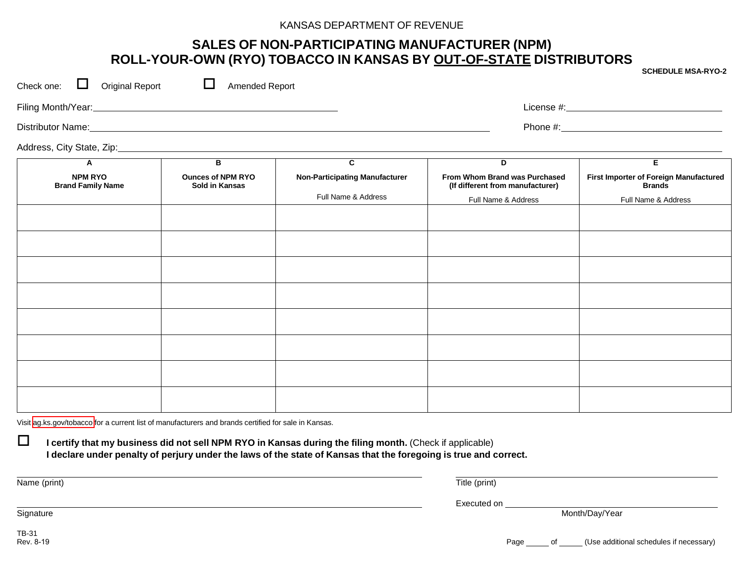KANSAS DEPARTMENT OF REVENUE

# SALES OF NON-PARTICIPATING MANUFACTURER (NPM) ROLL-YOUR-OWN (RYO) TOBACCO IN KANSAS BY OUT-OF-STATE DISTRIBUTORS

**SCHEDULE MSA-RYO-2**

Check one: ☐ Original Report ☐ Amended Report

Filing Month/Year:\_\_\_\_\_\_\_\_\_\_\_\_\_\_\_\_\_\_\_\_ License #:\_\_\_\_\_\_\_\_\_\_\_\_\_\_\_\_\_\_\_\_

Distributor Name:\_\_\_\_\_\_\_\_\_\_\_\_\_\_\_\_\_\_\_\_ Phone #:\_\_\_\_\_\_\_\_\_\_\_\_\_\_\_\_\_\_\_\_

Address, City State, Zip:\_\_\_\_\_\_\_\_\_\_\_\_\_\_\_\_\_\_\_\_

| A<br>**NPM RYO Brand Family Name** | B<br>**Ounces of NPM RYO Sold in Kansas** | C<br>**Non-Participating Manufacturer**<br>Full Name & Address | D<br>**From Whom Brand was Purchased (If different from manufacturer)**<br>Full Name & Address | E<br>**First Importer of Foreign Manufactured Brands**<br>Full Name & Address |
|---|---|---|---|---|
| | | | | |
| | | | | |
| | | | | |
| | | | | |
| | | | | |
| | | | | |
| | | | | |
| | | | | |

Visit ag.ks.gov/tobacco for a current list of manufacturers and brands certified for sale in Kansas.

☐ **I certify that my business did not sell NPM RYO in Kansas during the filing month.** (Check if applicable)
**I declare under penalty of perjury under the laws of the state of Kansas that the foregoing is true and correct.**

\_\_\_\_\_\_\_\_\_\_\_\_\_\_\_\_\_\_\_\_
Name (print)

\_\_\_\_\_\_\_\_\_\_\_\_\_\_\_\_\_\_\_\_
Title (print)

\_\_\_\_\_\_\_\_\_\_\_\_\_\_\_\_\_\_\_\_
Signature

Executed on \_\_\_\_\_\_\_\_\_\_\_\_\_\_\_\_\_\_\_\_
Month/Day/Year

TB-31
Rev. 8-19

Page \_\_\_\_\_ of \_\_\_\_\_ (Use additional schedules if necessary)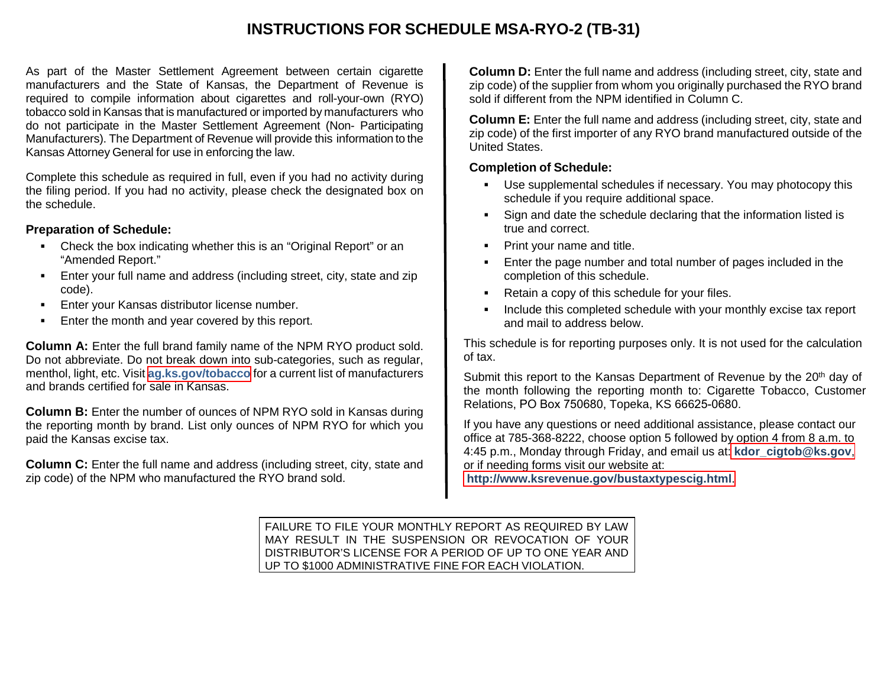# INSTRUCTIONS FOR SCHEDULE MSA-RYO-2 (TB-31)

As part of the Master Settlement Agreement between certain cigarette manufacturers and the State of Kansas, the Department of Revenue is required to compile information about cigarettes and roll-your-own (RYO) tobacco sold in Kansas that is manufactured or imported by manufacturers who do not participate in the Master Settlement Agreement (Non- Participating Manufacturers). The Department of Revenue will provide this information to the Kansas Attorney General for use in enforcing the law.

Complete this schedule as required in full, even if you had no activity during the filing period. If you had no activity, please check the designated box on the schedule.

**Preparation of Schedule:**

- Check the box indicating whether this is an "Original Report" or an "Amended Report."
- Enter your full name and address (including street, city, state and zip code).
- Enter your Kansas distributor license number.
- Enter the month and year covered by this report.

**Column A:** Enter the full brand family name of the NPM RYO product sold. Do not abbreviate. Do not break down into sub-categories, such as regular, menthol, light, etc. Visit **ag.ks.gov/tobacco** for a current list of manufacturers and brands certified for sale in Kansas.

**Column B:** Enter the number of ounces of NPM RYO sold in Kansas during the reporting month by brand. List only ounces of NPM RYO for which you paid the Kansas excise tax.

**Column C:** Enter the full name and address (including street, city, state and zip code) of the NPM who manufactured the RYO brand sold.

**Column D:** Enter the full name and address (including street, city, state and zip code) of the supplier from whom you originally purchased the RYO brand sold if different from the NPM identified in Column C.

**Column E:** Enter the full name and address (including street, city, state and zip code) of the first importer of any RYO brand manufactured outside of the United States.

**Completion of Schedule:**

- Use supplemental schedules if necessary. You may photocopy this schedule if you require additional space.
- Sign and date the schedule declaring that the information listed is true and correct.
- Print your name and title.
- Enter the page number and total number of pages included in the completion of this schedule.
- Retain a copy of this schedule for your files.
- Include this completed schedule with your monthly excise tax report and mail to address below.

This schedule is for reporting purposes only. It is not used for the calculation of tax.

Submit this report to the Kansas Department of Revenue by the 20th day of the month following the reporting month to: Cigarette Tobacco, Customer Relations, PO Box 750680, Topeka, KS 66625-0680.

If you have any questions or need additional assistance, please contact our office at 785-368-8222, choose option 5 followed by option 4 from 8 a.m. to 4:45 p.m., Monday through Friday, and email us at: **kdor_cigtob@ks.gov**, or if needing forms visit our website at: **http://www.ksrevenue.gov/bustaxtypescig.html**.

FAILURE TO FILE YOUR MONTHLY REPORT AS REQUIRED BY LAW MAY RESULT IN THE SUSPENSION OR REVOCATION OF YOUR DISTRIBUTOR'S LICENSE FOR A PERIOD OF UP TO ONE YEAR AND UP TO $1000 ADMINISTRATIVE FINE FOR EACH VIOLATION.